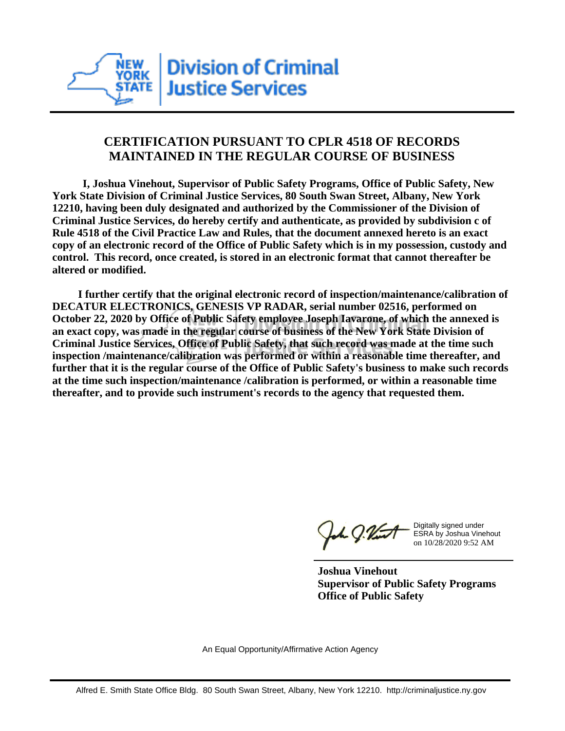New York State Division of Criminal Justice Services

# CERTIFICATION PURSUANT TO CPLR 4518 OF RECORDS MAINTAINED IN THE REGULAR COURSE OF BUSINESS

**I, Joshua Vinehout, Supervisor of Public Safety Programs, Office of Public Safety, New York State Division of Criminal Justice Services, 80 South Swan Street, Albany, New York 12210, having been duly designated and authorized by the Commissioner of the Division of Criminal Justice Services, do hereby certify and authenticate, as provided by subdivision c of Rule 4518 of the Civil Practice Law and Rules, that the document annexed hereto is an exact copy of an electronic record of the Office of Public Safety which is in my possession, custody and control. This record, once created, is stored in an electronic format that cannot thereafter be altered or modified.**

**I further certify that the original electronic record of inspection/maintenance/calibration of DECATUR ELECTRONICS, GENESIS VP RADAR, serial number 02516, performed on October 22, 2020 by Office of Public Safety employee Joseph Iavarone, of which the annexed is an exact copy, was made in the regular course of business of the New York State Division of Criminal Justice Services, Office of Public Safety, that such record was made at the time such inspection /maintenance/calibration was performed or within a reasonable time thereafter, and further that it is the regular course of the Office of Public Safety's business to make such records at the time such inspection/maintenance /calibration is performed, or within a reasonable time thereafter, and to provide such instrument's records to the agency that requested them.**

Digitally signed under ESRA by Joshua Vinehout on 10/28/2020 9:52 AM

**Joshua Vinehout**
**Supervisor of Public Safety Programs**
**Office of Public Safety**

An Equal Opportunity/Affirmative Action Agency

Alfred E. Smith State Office Bldg. 80 South Swan Street, Albany, New York 12210. http://criminaljustice.ny.gov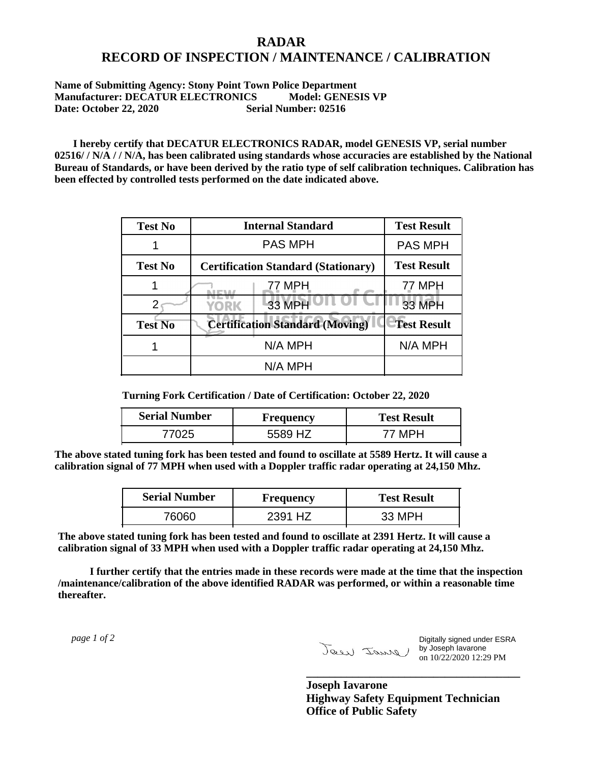# RADAR
# RECORD OF INSPECTION / MAINTENANCE / CALIBRATION

**Name of Submitting Agency: Stony Point Town Police Department**
**Manufacturer: DECATUR ELECTRONICS Model: GENESIS VP**
**Date: October 22, 2020 Serial Number: 02516**

**I hereby certify that DECATUR ELECTRONICS RADAR, model GENESIS VP, serial number 02516/ / N/A / / N/A, has been calibrated using standards whose accuracies are established by the National Bureau of Standards, or have been derived by the ratio type of self calibration techniques. Calibration has been effected by controlled tests performed on the date indicated above.**

| Test No | Internal Standard | Test Result |
|---|---|---|
| 1 | PAS MPH | PAS MPH |
| **Test No** | **Certification Standard (Stationary)** | **Test Result** |
| 1 | 77 MPH | 77 MPH |
| 2 | 33 MPH | 33 MPH |
| **Test No** | **Certification Standard (Moving)** | **Test Result** |
| 1 | N/A MPH | N/A MPH |
| | N/A MPH | |

**Turning Fork Certification / Date of Certification: October 22, 2020**

| Serial Number | Frequency | Test Result |
|---|---|---|
| 77025 | 5589 HZ | 77 MPH |

**The above stated tuning fork has been tested and found to oscillate at 5589 Hertz. It will cause a calibration signal of 77 MPH when used with a Doppler traffic radar operating at 24,150 Mhz.**

| Serial Number | Frequency | Test Result |
|---|---|---|
| 76060 | 2391 HZ | 33 MPH |

**The above stated tuning fork has been tested and found to oscillate at 2391 Hertz. It will cause a calibration signal of 33 MPH when used with a Doppler traffic radar operating at 24,150 Mhz.**

**I further certify that the entries made in these records were made at the time that the inspection /maintenance/calibration of the above identified RADAR was performed, or within a reasonable time thereafter.**

*page 1 of 2*

Digitally signed under ESRA by Joseph Iavarone on 10/22/2020 12:29 PM

**Joseph Iavarone**
**Highway Safety Equipment Technician**
**Office of Public Safety**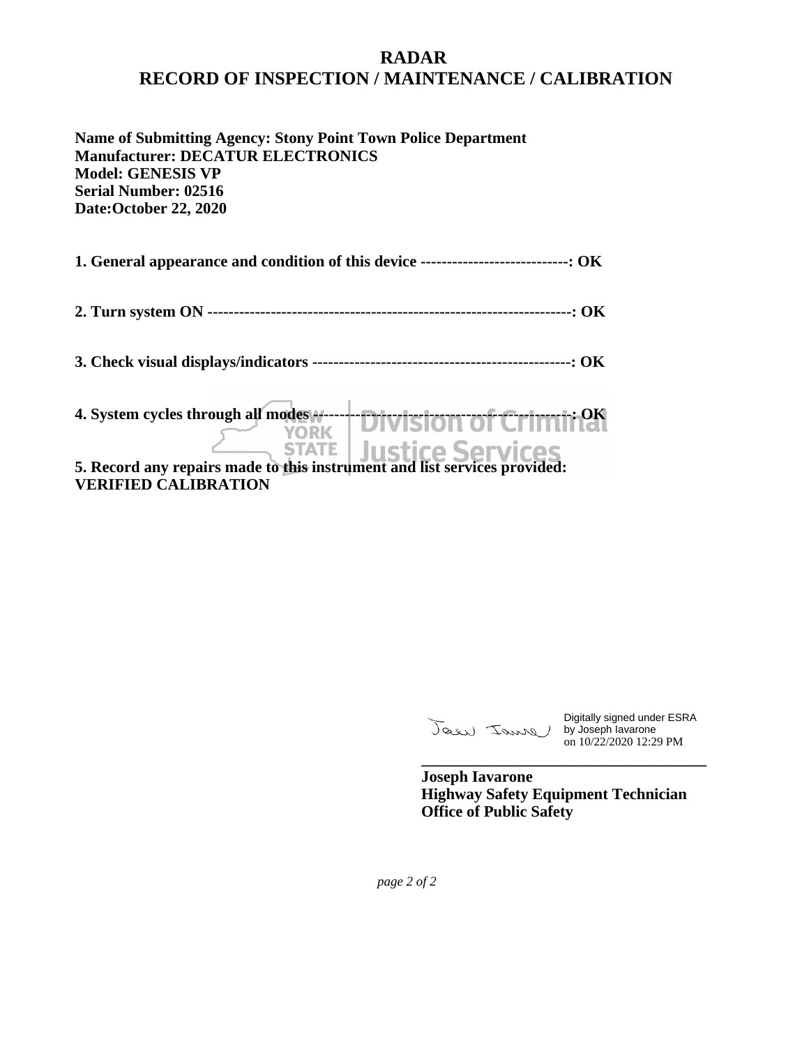# RADAR
# RECORD OF INSPECTION / MAINTENANCE / CALIBRATION

**Name of Submitting Agency: Stony Point Town Police Department**
**Manufacturer: DECATUR ELECTRONICS**
**Model: GENESIS VP**
**Serial Number: 02516**
**Date:October 22, 2020**

**1. General appearance and condition of this device ----------------------------: OK**

**2. Turn system ON --------------------------------------------------------------------: OK**

**3. Check visual displays/indicators -------------------------------------------------: OK**

**4. System cycles through all modes ------------------------------------------------: OK**

**5. Record any repairs made to this instrument and list services provided:**
**VERIFIED CALIBRATION**

Digitally signed under ESRA by Joseph Iavarone on 10/22/2020 12:29 PM

**Joseph Iavarone**
**Highway Safety Equipment Technician**
**Office of Public Safety**